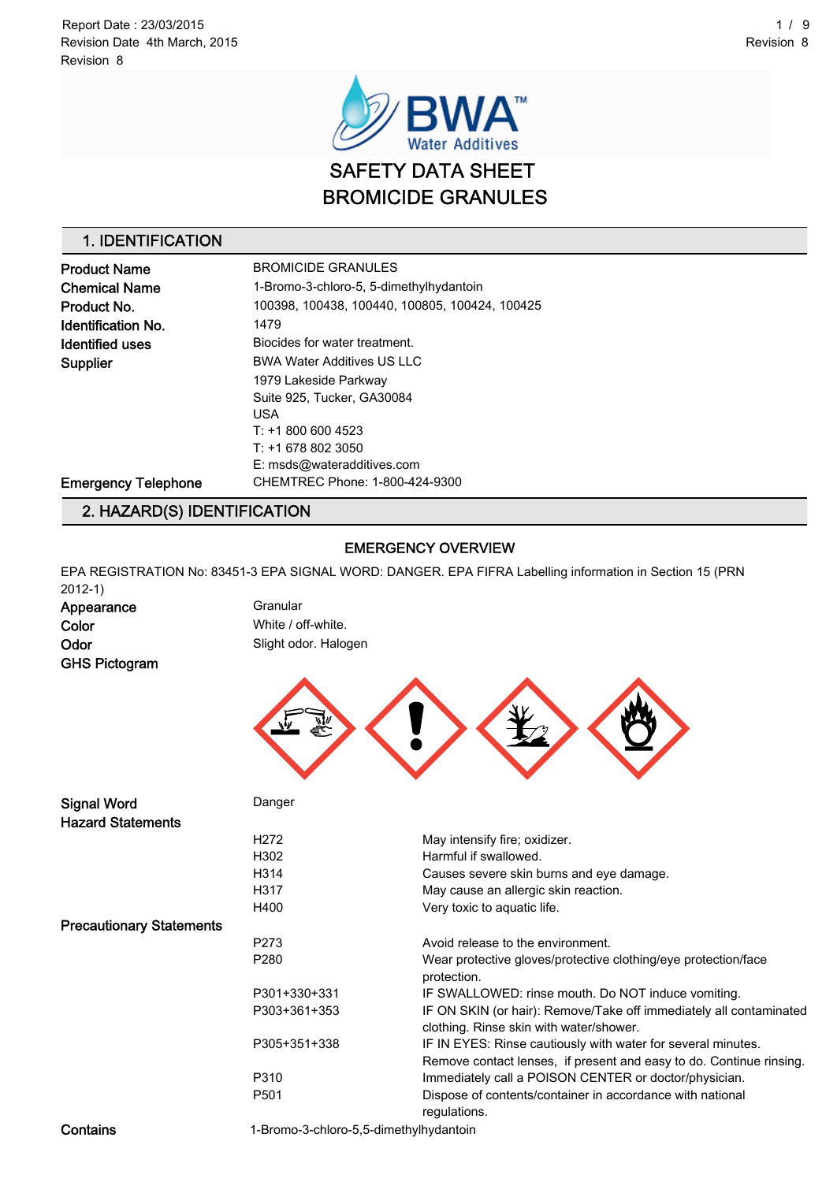Report Date : 23/03/2015
Revision Date 4th March, 2015
Revision 8

# SAFETY DATA SHEET
# BROMICIDE GRANULES

## 1. IDENTIFICATION

| | |
|---|---|
| **Product Name** | BROMICIDE GRANULES |
| **Chemical Name** | 1-Bromo-3-chloro-5, 5-dimethylhydantoin |
| **Product No.** | 100398, 100438, 100440, 100805, 100424, 100425 |
| **Identification No.** | 1479 |
| **Identified uses** | Biocides for water treatment. |
| **Supplier** | BWA Water Additives US LLC<br>1979 Lakeside Parkway<br>Suite 925, Tucker, GA30084<br>USA<br>T: +1 800 600 4523<br>T: +1 678 802 3050<br>E: msds@wateradditives.com |
| **Emergency Telephone** | CHEMTREC Phone: 1-800-424-9300 |

## 2. HAZARD(S) IDENTIFICATION

### EMERGENCY OVERVIEW

EPA REGISTRATION No: 83451-3 EPA SIGNAL WORD: DANGER. EPA FIFRA Labelling information in Section 15 (PRN 2012-1)

| | |
|---|---|
| **Appearance** | Granular |
| **Color** | White / off-white. |
| **Odor** | Slight odor. Halogen |
| **GHS Pictogram** | |
| **Signal Word** | Danger |

**Hazard Statements**

| | |
|---|---|
| H272 | May intensify fire; oxidizer. |
| H302 | Harmful if swallowed. |
| H314 | Causes severe skin burns and eye damage. |
| H317 | May cause an allergic skin reaction. |
| H400 | Very toxic to aquatic life. |

**Precautionary Statements**

| | |
|---|---|
| P273 | Avoid release to the environment. |
| P280 | Wear protective gloves/protective clothing/eye protection/face protection. |
| P301+330+331 | IF SWALLOWED: rinse mouth. Do NOT induce vomiting. |
| P303+361+353 | IF ON SKIN (or hair): Remove/Take off immediately all contaminated clothing. Rinse skin with water/shower. |
| P305+351+338 | IF IN EYES: Rinse cautiously with water for several minutes. Remove contact lenses, if present and easy to do. Continue rinsing. |
| P310 | Immediately call a POISON CENTER or doctor/physician. |
| P501 | Dispose of contents/container in accordance with national regulations. |

**Contains** 1-Bromo-3-chloro-5,5-dimethylhydantoin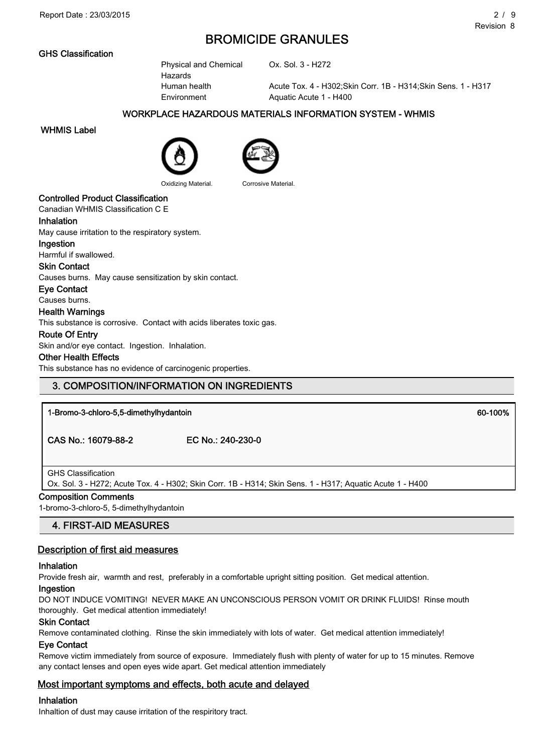## BROMICIDE GRANULES

### GHS Classification

| | |
|---|---|
| Physical and Chemical Hazards | Ox. Sol. 3 - H272 |
| Human health | Acute Tox. 4 - H302;Skin Corr. 1B - H314;Skin Sens. 1 - H317 |
| Environment | Aquatic Acute 1 - H400 |

### WORKPLACE HAZARDOUS MATERIALS INFORMATION SYSTEM - WHMIS

**WHMIS Label**

Oxidizing Material. Corrosive Material.

**Controlled Product Classification**

Canadian WHMIS Classification C E

**Inhalation**

May cause irritation to the respiratory system.

**Ingestion**

Harmful if swallowed.

**Skin Contact**

Causes burns. May cause sensitization by skin contact.

**Eye Contact**

Causes burns.

**Health Warnings**

This substance is corrosive. Contact with acids liberates toxic gas.

**Route Of Entry**

Skin and/or eye contact. Ingestion. Inhalation.

**Other Health Effects**

This substance has no evidence of carcinogenic properties.

## 3. COMPOSITION/INFORMATION ON INGREDIENTS

| 1-Bromo-3-chloro-5,5-dimethylhydantoin | | 60-100% |
|---|---|---|
| CAS No.: 16079-88-2 | EC No.: 240-230-0 | |
| GHS Classification<br>Ox. Sol. 3 - H272; Acute Tox. 4 - H302; Skin Corr. 1B - H314; Skin Sens. 1 - H317; Aquatic Acute 1 - H400 | | |

**Composition Comments**

1-bromo-3-chloro-5, 5-dimethylhydantoin

## 4. FIRST-AID MEASURES

### Description of first aid measures

**Inhalation**

Provide fresh air, warmth and rest, preferably in a comfortable upright sitting position. Get medical attention.

**Ingestion**

DO NOT INDUCE VOMITING! NEVER MAKE AN UNCONSCIOUS PERSON VOMIT OR DRINK FLUIDS! Rinse mouth thoroughly. Get medical attention immediately!

**Skin Contact**

Remove contaminated clothing. Rinse the skin immediately with lots of water. Get medical attention immediately!

**Eye Contact**

Remove victim immediately from source of exposure. Immediately flush with plenty of water for up to 15 minutes. Remove any contact lenses and open eyes wide apart. Get medical attention immediately

### Most important symptoms and effects, both acute and delayed

**Inhalation**

Inhaltion of dust may cause irritation of the respiritory tract.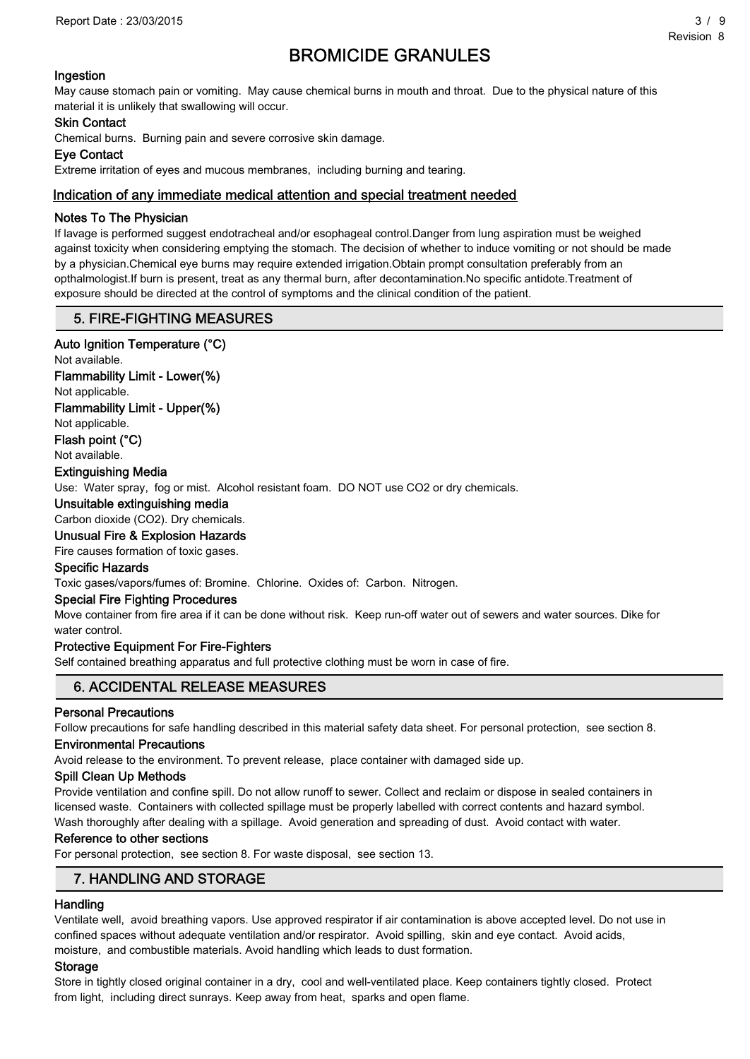# BROMICIDE GRANULES

### Ingestion

May cause stomach pain or vomiting. May cause chemical burns in mouth and throat. Due to the physical nature of this material it is unlikely that swallowing will occur.

### Skin Contact

Chemical burns. Burning pain and severe corrosive skin damage.

### Eye Contact

Extreme irritation of eyes and mucous membranes, including burning and tearing.

### Indication of any immediate medical attention and special treatment needed

### Notes To The Physician

If lavage is performed suggest endotracheal and/or esophageal control.Danger from lung aspiration must be weighed against toxicity when considering emptying the stomach. The decision of whether to induce vomiting or not should be made by a physician.Chemical eye burns may require extended irrigation.Obtain prompt consultation preferably from an opthalmologist.If burn is present, treat as any thermal burn, after decontamination.No specific antidote.Treatment of exposure should be directed at the control of symptoms and the clinical condition of the patient.

## 5. FIRE-FIGHTING MEASURES

### Auto Ignition Temperature (°C)

Not available.

### Flammability Limit - Lower(%)

Not applicable.

### Flammability Limit - Upper(%)

Not applicable.

### Flash point (°C)

Not available.

### Extinguishing Media

Use: Water spray, fog or mist. Alcohol resistant foam. DO NOT use CO2 or dry chemicals.

### Unsuitable extinguishing media

Carbon dioxide (CO2). Dry chemicals.

### Unusual Fire & Explosion Hazards

Fire causes formation of toxic gases.

### Specific Hazards

Toxic gases/vapors/fumes of: Bromine. Chlorine. Oxides of: Carbon. Nitrogen.

### Special Fire Fighting Procedures

Move container from fire area if it can be done without risk. Keep run-off water out of sewers and water sources. Dike for water control.

### Protective Equipment For Fire-Fighters

Self contained breathing apparatus and full protective clothing must be worn in case of fire.

## 6. ACCIDENTAL RELEASE MEASURES

### Personal Precautions

Follow precautions for safe handling described in this material safety data sheet. For personal protection, see section 8.

### Environmental Precautions

Avoid release to the environment. To prevent release, place container with damaged side up.

### Spill Clean Up Methods

Provide ventilation and confine spill. Do not allow runoff to sewer. Collect and reclaim or dispose in sealed containers in licensed waste. Containers with collected spillage must be properly labelled with correct contents and hazard symbol. Wash thoroughly after dealing with a spillage. Avoid generation and spreading of dust. Avoid contact with water.

### Reference to other sections

For personal protection, see section 8. For waste disposal, see section 13.

## 7. HANDLING AND STORAGE

### Handling

Ventilate well, avoid breathing vapors. Use approved respirator if air contamination is above accepted level. Do not use in confined spaces without adequate ventilation and/or respirator. Avoid spilling, skin and eye contact. Avoid acids, moisture, and combustible materials. Avoid handling which leads to dust formation.

### Storage

Store in tightly closed original container in a dry, cool and well-ventilated place. Keep containers tightly closed. Protect from light, including direct sunrays. Keep away from heat, sparks and open flame.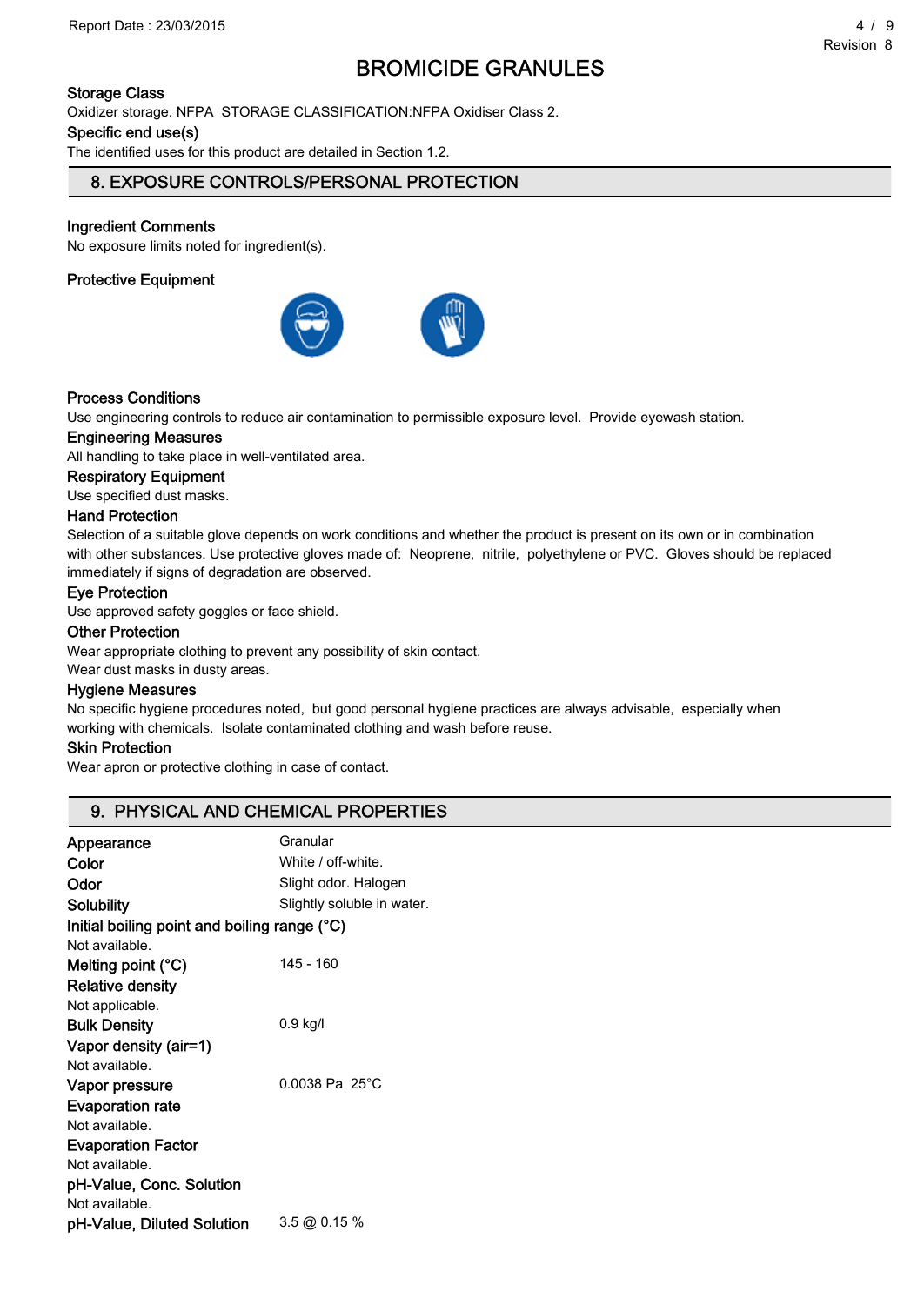## BROMICIDE GRANULES

**Storage Class**

Oxidizer storage. NFPA STORAGE CLASSIFICATION:NFPA Oxidiser Class 2.

**Specific end use(s)**

The identified uses for this product are detailed in Section 1.2.

## 8. EXPOSURE CONTROLS/PERSONAL PROTECTION

**Ingredient Comments**

No exposure limits noted for ingredient(s).

**Protective Equipment**

**Process Conditions**

Use engineering controls to reduce air contamination to permissible exposure level. Provide eyewash station.

**Engineering Measures**

All handling to take place in well-ventilated area.

**Respiratory Equipment**

Use specified dust masks.

**Hand Protection**

Selection of a suitable glove depends on work conditions and whether the product is present on its own or in combination with other substances. Use protective gloves made of: Neoprene, nitrile, polyethylene or PVC. Gloves should be replaced immediately if signs of degradation are observed.

**Eye Protection**

Use approved safety goggles or face shield.

**Other Protection**

Wear appropriate clothing to prevent any possibility of skin contact.
Wear dust masks in dusty areas.

**Hygiene Measures**

No specific hygiene procedures noted, but good personal hygiene practices are always advisable, especially when working with chemicals. Isolate contaminated clothing and wash before reuse.

**Skin Protection**

Wear apron or protective clothing in case of contact.

## 9. PHYSICAL AND CHEMICAL PROPERTIES

| | |
|---|---|
| **Appearance** | Granular |
| **Color** | White / off-white. |
| **Odor** | Slight odor. Halogen |
| **Solubility** | Slightly soluble in water. |
| **Initial boiling point and boiling range (°C)** | Not available. |
| **Melting point (°C)** | 145 - 160 |
| **Relative density** | Not applicable. |
| **Bulk Density** | 0.9 kg/l |
| **Vapor density (air=1)** | Not available. |
| **Vapor pressure** | 0.0038 Pa 25°C |
| **Evaporation rate** | Not available. |
| **Evaporation Factor** | Not available. |
| **pH-Value, Conc. Solution** | Not available. |
| **pH-Value, Diluted Solution** | 3.5 @ 0.15 % |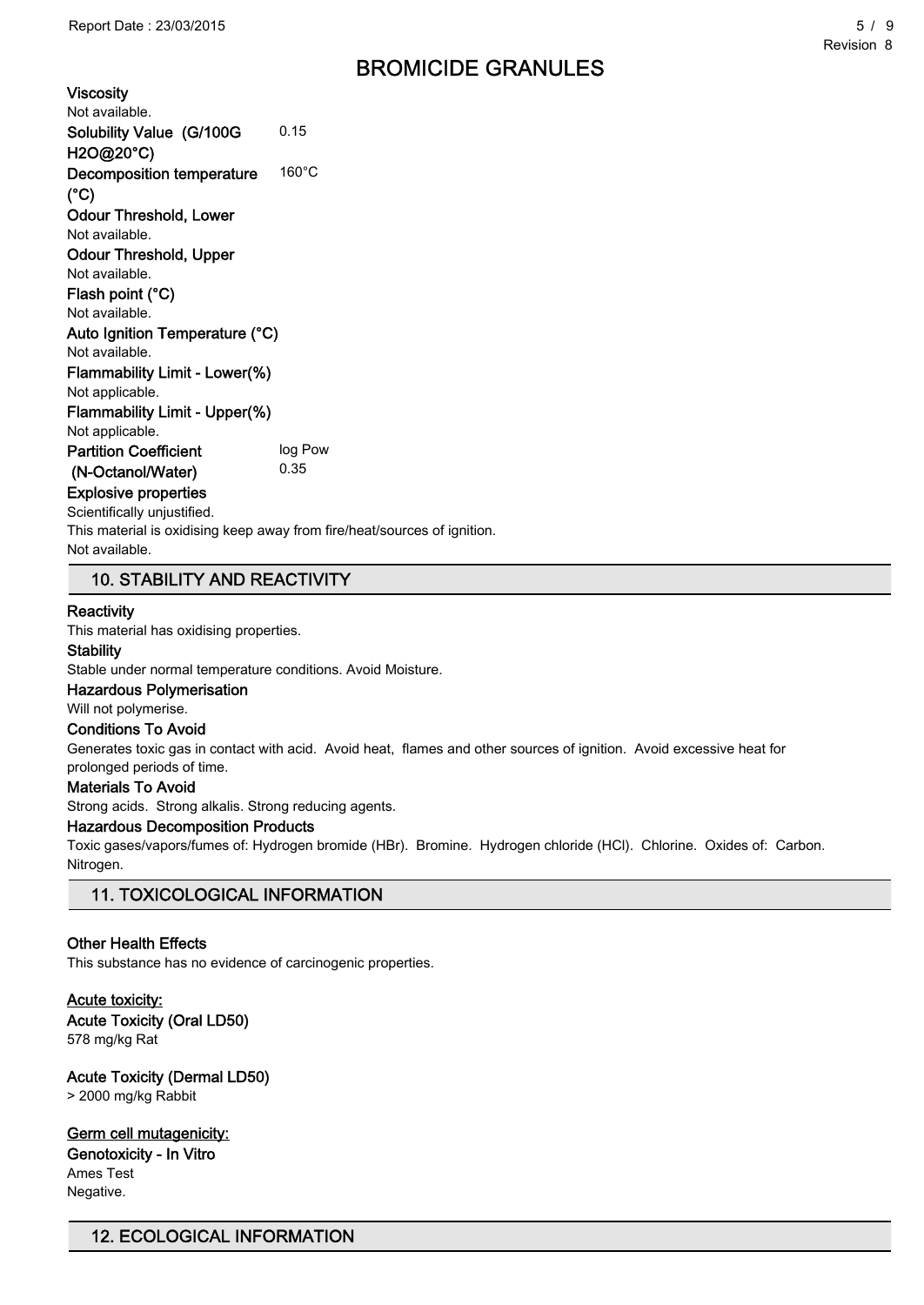# BROMICIDE GRANULES

**Viscosity**
Not available.

**Solubility Value (G/100G H2O@20°C)** 0.15

**Decomposition temperature (°C)** 160°C

**Odour Threshold, Lower**
Not available.

**Odour Threshold, Upper**
Not available.

**Flash point (°C)**
Not available.

**Auto Ignition Temperature (°C)**
Not available.

**Flammability Limit - Lower(%)**
Not applicable.

**Flammability Limit - Upper(%)**
Not applicable.

**Partition Coefficient (N-Octanol/Water)** log Pow 0.35

**Explosive properties**
Scientifically unjustified.
This material is oxidising keep away from fire/heat/sources of ignition.
Not available.

## 10. STABILITY AND REACTIVITY

**Reactivity**
This material has oxidising properties.

**Stability**
Stable under normal temperature conditions. Avoid Moisture.

**Hazardous Polymerisation**
Will not polymerise.

**Conditions To Avoid**
Generates toxic gas in contact with acid. Avoid heat, flames and other sources of ignition. Avoid excessive heat for prolonged periods of time.

**Materials To Avoid**
Strong acids. Strong alkalis. Strong reducing agents.

**Hazardous Decomposition Products**
Toxic gases/vapors/fumes of: Hydrogen bromide (HBr). Bromine. Hydrogen chloride (HCl). Chlorine. Oxides of: Carbon. Nitrogen.

## 11. TOXICOLOGICAL INFORMATION

**Other Health Effects**
This substance has no evidence of carcinogenic properties.

**Acute toxicity:**

**Acute Toxicity (Oral LD50)**
578 mg/kg Rat

**Acute Toxicity (Dermal LD50)**
> 2000 mg/kg Rabbit

**Germ cell mutagenicity:**

**Genotoxicity - In Vitro**
Ames Test
Negative.

## 12. ECOLOGICAL INFORMATION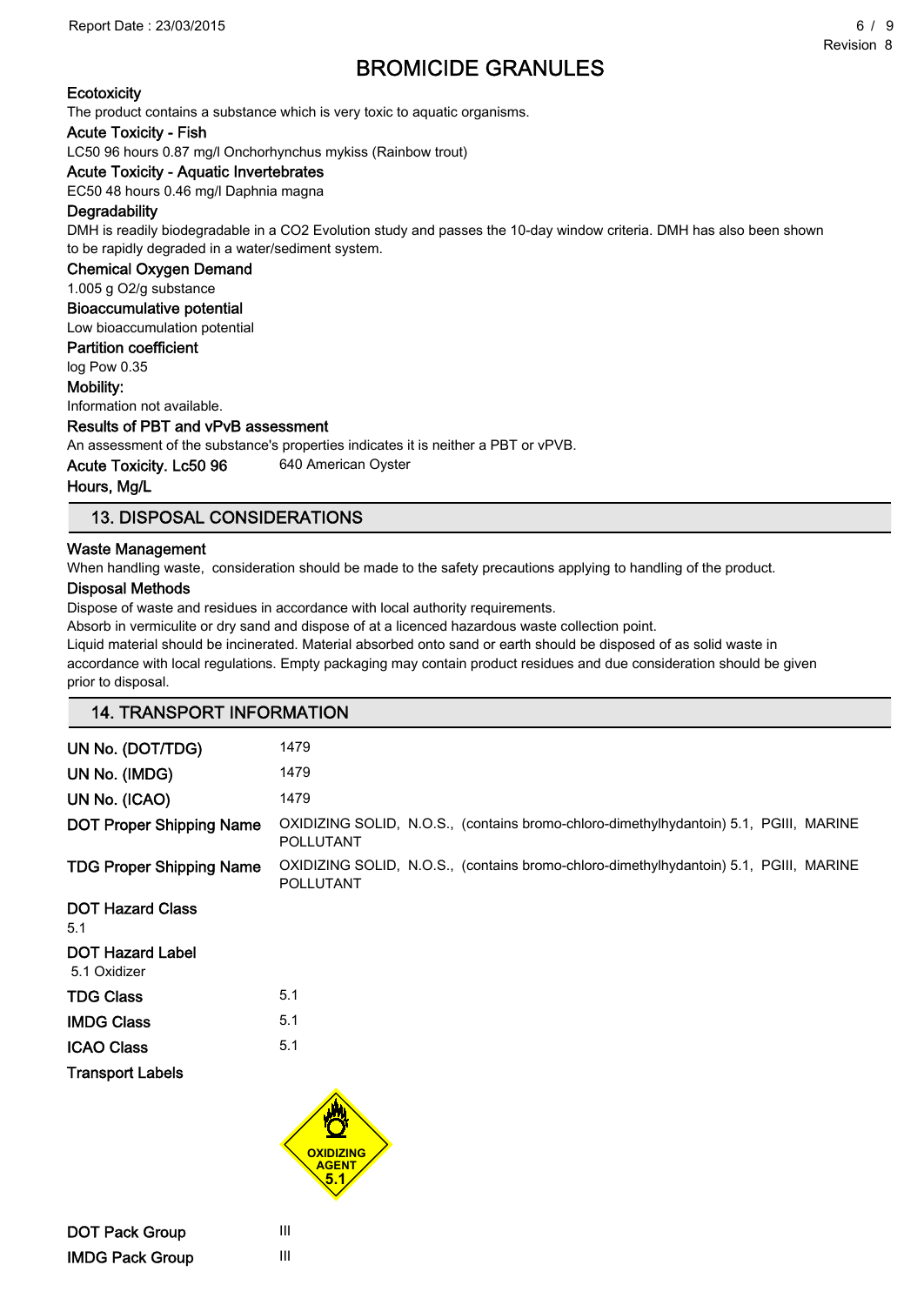# BROMICIDE GRANULES

**Ecotoxicity**

The product contains a substance which is very toxic to aquatic organisms.

**Acute Toxicity - Fish**

LC50 96 hours 0.87 mg/l Onchorhynchus mykiss (Rainbow trout)

**Acute Toxicity - Aquatic Invertebrates**

EC50 48 hours 0.46 mg/l Daphnia magna

**Degradability**

DMH is readily biodegradable in a CO2 Evolution study and passes the 10-day window criteria. DMH has also been shown to be rapidly degraded in a water/sediment system.

**Chemical Oxygen Demand**

1.005 g O2/g substance

**Bioaccumulative potential**

Low bioaccumulation potential

**Partition coefficient**

log Pow 0.35

**Mobility:**

Information not available.

**Results of PBT and vPvB assessment**

An assessment of the substance's properties indicates it is neither a PBT or vPVB.

**Acute Toxicity. Lc50 96 Hours, Mg/L** 640 American Oyster

## 13. DISPOSAL CONSIDERATIONS

**Waste Management**

When handling waste, consideration should be made to the safety precautions applying to handling of the product.

**Disposal Methods**

Dispose of waste and residues in accordance with local authority requirements.
Absorb in vermiculite or dry sand and dispose of at a licenced hazardous waste collection point.
Liquid material should be incinerated. Material absorbed onto sand or earth should be disposed of as solid waste in accordance with local regulations. Empty packaging may contain product residues and due consideration should be given prior to disposal.

## 14. TRANSPORT INFORMATION

| | |
|---|---|
| **UN No. (DOT/TDG)** | 1479 |
| **UN No. (IMDG)** | 1479 |
| **UN No. (ICAO)** | 1479 |
| **DOT Proper Shipping Name** | OXIDIZING SOLID, N.O.S., (contains bromo-chloro-dimethylhydantoin) 5.1, PGIII, MARINE POLLUTANT |
| **TDG Proper Shipping Name** | OXIDIZING SOLID, N.O.S., (contains bromo-chloro-dimethylhydantoin) 5.1, PGIII, MARINE POLLUTANT |

**DOT Hazard Class**

5.1

**DOT Hazard Label**

5.1 Oxidizer

| | |
|---|---|
| **TDG Class** | 5.1 |
| **IMDG Class** | 5.1 |
| **ICAO Class** | 5.1 |

**Transport Labels**

| | |
|---|---|
| **DOT Pack Group** | III |
| **IMDG Pack Group** | III |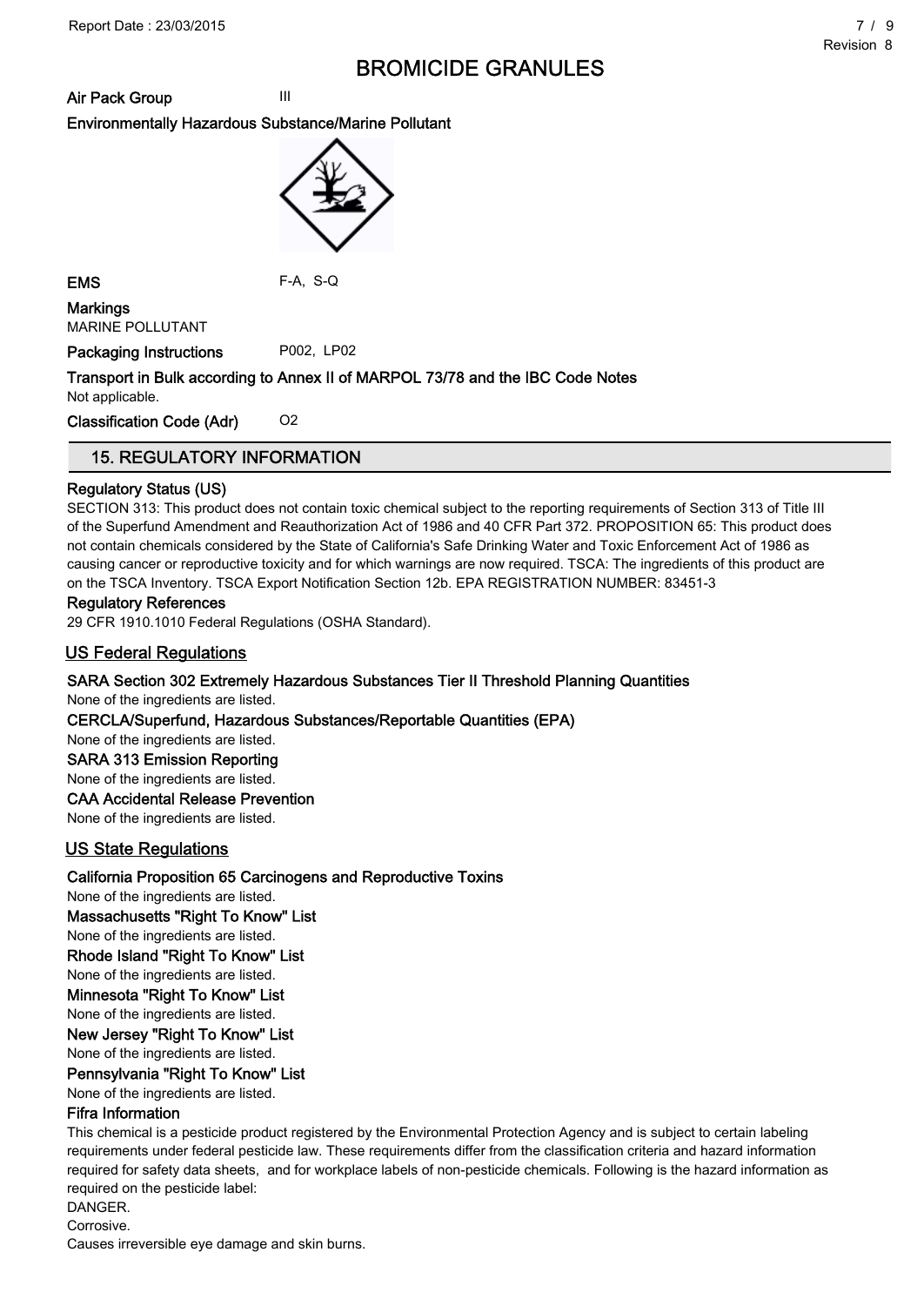**Air Pack Group** III

**Environmentally Hazardous Substance/Marine Pollutant**

**EMS** F-A, S-Q

**Markings**
MARINE POLLUTANT

**Packaging Instructions** P002, LP02

**Transport in Bulk according to Annex II of MARPOL 73/78 and the IBC Code Notes**
Not applicable.

**Classification Code (Adr)** O2

## 15. REGULATORY INFORMATION

**Regulatory Status (US)**

SECTION 313: This product does not contain toxic chemical subject to the reporting requirements of Section 313 of Title III of the Superfund Amendment and Reauthorization Act of 1986 and 40 CFR Part 372. PROPOSITION 65: This product does not contain chemicals considered by the State of California's Safe Drinking Water and Toxic Enforcement Act of 1986 as causing cancer or reproductive toxicity and for which warnings are now required. TSCA: The ingredients of this product are on the TSCA Inventory. TSCA Export Notification Section 12b. EPA REGISTRATION NUMBER: 83451-3

**Regulatory References**

29 CFR 1910.1010 Federal Regulations (OSHA Standard).

### US Federal Regulations

**SARA Section 302 Extremely Hazardous Substances Tier II Threshold Planning Quantities**
None of the ingredients are listed.

**CERCLA/Superfund, Hazardous Substances/Reportable Quantities (EPA)**
None of the ingredients are listed.

**SARA 313 Emission Reporting**
None of the ingredients are listed.

**CAA Accidental Release Prevention**
None of the ingredients are listed.

### US State Regulations

**California Proposition 65 Carcinogens and Reproductive Toxins**
None of the ingredients are listed.

**Massachusetts "Right To Know" List**
None of the ingredients are listed.

**Rhode Island "Right To Know" List**
None of the ingredients are listed.

**Minnesota "Right To Know" List**
None of the ingredients are listed.

**New Jersey "Right To Know" List**
None of the ingredients are listed.

**Pennsylvania "Right To Know" List**
None of the ingredients are listed.

**Fifra Information**

This chemical is a pesticide product registered by the Environmental Protection Agency and is subject to certain labeling requirements under federal pesticide law. These requirements differ from the classification criteria and hazard information required for safety data sheets, and for workplace labels of non-pesticide chemicals. Following is the hazard information as required on the pesticide label:

DANGER.

Corrosive.

Causes irreversible eye damage and skin burns.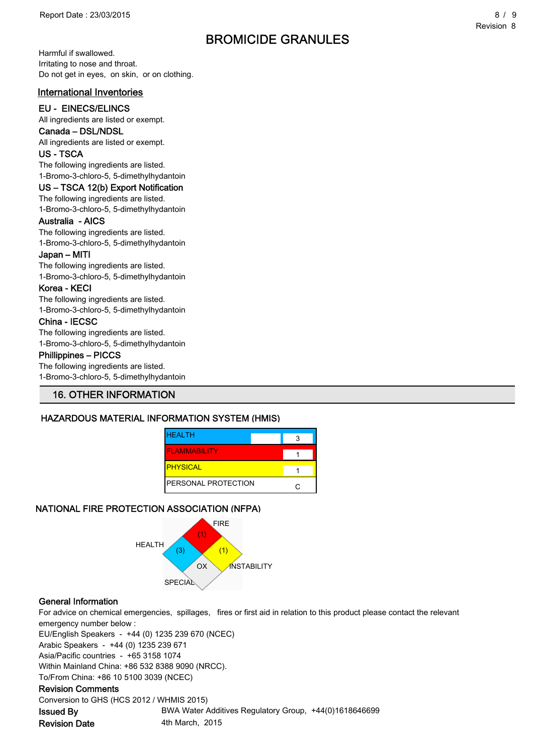Harmful if swallowed.
Irritating to nose and throat.
Do not get in eyes, on skin, or on clothing.

## International Inventories

### EU - EINECS/ELINCS
All ingredients are listed or exempt.

### Canada – DSL/NDSL
All ingredients are listed or exempt.

### US - TSCA
The following ingredients are listed.
1-Bromo-3-chloro-5, 5-dimethylhydantoin

### US – TSCA 12(b) Export Notification
The following ingredients are listed.
1-Bromo-3-chloro-5, 5-dimethylhydantoin

### Australia - AICS
The following ingredients are listed.
1-Bromo-3-chloro-5, 5-dimethylhydantoin

### Japan – MITI
The following ingredients are listed.
1-Bromo-3-chloro-5, 5-dimethylhydantoin

### Korea - KECI
The following ingredients are listed.
1-Bromo-3-chloro-5, 5-dimethylhydantoin

### China - IECSC
The following ingredients are listed.
1-Bromo-3-chloro-5, 5-dimethylhydantoin

### Phillippines – PICCS
The following ingredients are listed.
1-Bromo-3-chloro-5, 5-dimethylhydantoin

## 16. OTHER INFORMATION

### HAZARDOUS MATERIAL INFORMATION SYSTEM (HMIS)

| | |
|---|---|
| HEALTH | 3 |
| FLAMMABILITY | 1 |
| PHYSICAL | 1 |
| PERSONAL PROTECTION | C |

### NATIONAL FIRE PROTECTION ASSOCIATION (NFPA)

| | |
|---|---|
| HEALTH | (3) |
| FIRE | (1) |
| INSTABILITY | (1) |
| SPECIAL | OX |

### General Information
For advice on chemical emergencies, spillages, fires or first aid in relation to this product please contact the relevant emergency number below :
EU/English Speakers - +44 (0) 1235 239 670 (NCEC)
Arabic Speakers - +44 (0) 1235 239 671
Asia/Pacific countries - +65 3158 1074
Within Mainland China: +86 532 8388 9090 (NRCC).
To/From China: +86 10 5100 3039 (NCEC)

### Revision Comments
Conversion to GHS (HCS 2012 / WHMIS 2015)

**Issued By** BWA Water Additives Regulatory Group, +44(0)1618646699
**Revision Date** 4th March, 2015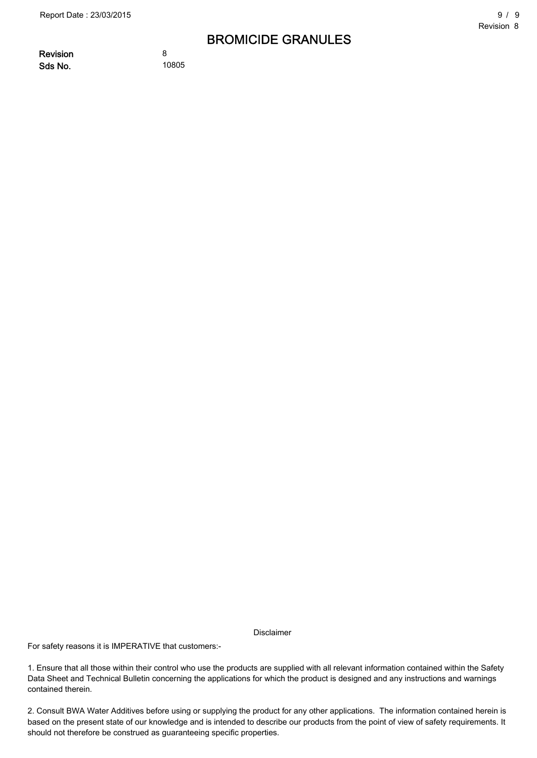# BROMICIDE GRANULES

**Revision** 8

**Sds No.** 10805

Disclaimer

For safety reasons it is IMPERATIVE that customers:-

1. Ensure that all those within their control who use the products are supplied with all relevant information contained within the Safety Data Sheet and Technical Bulletin concerning the applications for which the product is designed and any instructions and warnings contained therein.

2. Consult BWA Water Additives before using or supplying the product for any other applications. The information contained herein is based on the present state of our knowledge and is intended to describe our products from the point of view of safety requirements. It should not therefore be construed as guaranteeing specific properties.